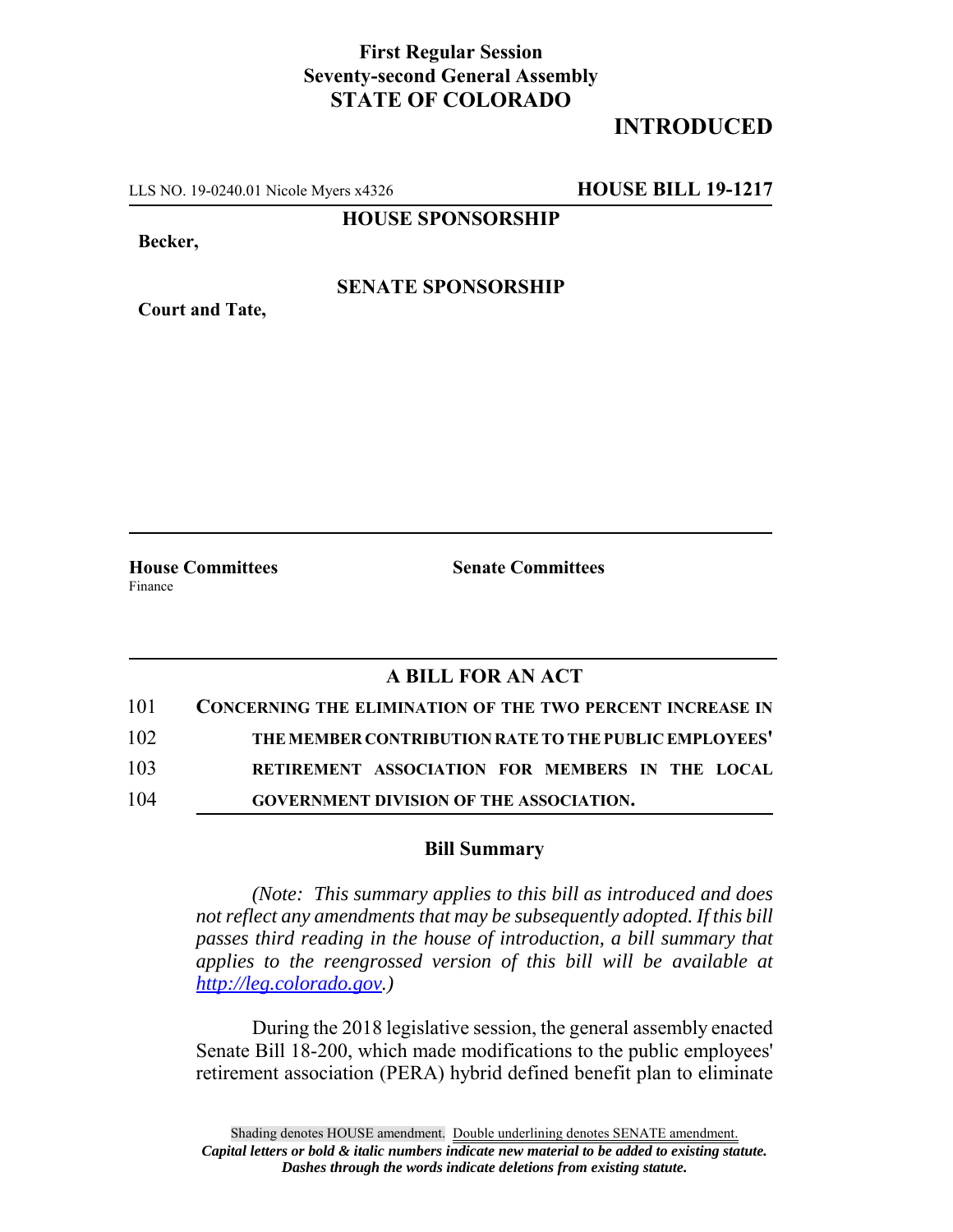**First Regular Session**
**Seventy-second General Assembly**
**STATE OF COLORADO**

# INTRODUCED

LLS NO. 19-0240.01 Nicole Myers x4326 **HOUSE BILL 19-1217**

**HOUSE SPONSORSHIP**

**Becker,**

**SENATE SPONSORSHIP**

**Court and Tate,**

**House Committees**
Finance

**Senate Committees**

## A BILL FOR AN ACT

101 **CONCERNING THE ELIMINATION OF THE TWO PERCENT INCREASE IN**
102 **THE MEMBER CONTRIBUTION RATE TO THE PUBLIC EMPLOYEES'**
103 **RETIREMENT ASSOCIATION FOR MEMBERS IN THE LOCAL**
104 **GOVERNMENT DIVISION OF THE ASSOCIATION.**

### Bill Summary

*(Note: This summary applies to this bill as introduced and does not reflect any amendments that may be subsequently adopted. If this bill passes third reading in the house of introduction, a bill summary that applies to the reengrossed version of this bill will be available at http://leg.colorado.gov.)*

During the 2018 legislative session, the general assembly enacted Senate Bill 18-200, which made modifications to the public employees' retirement association (PERA) hybrid defined benefit plan to eliminate

Shading denotes HOUSE amendment. Double underlining denotes SENATE amendment.
*Capital letters or bold & italic numbers indicate new material to be added to existing statute.*
*Dashes through the words indicate deletions from existing statute.*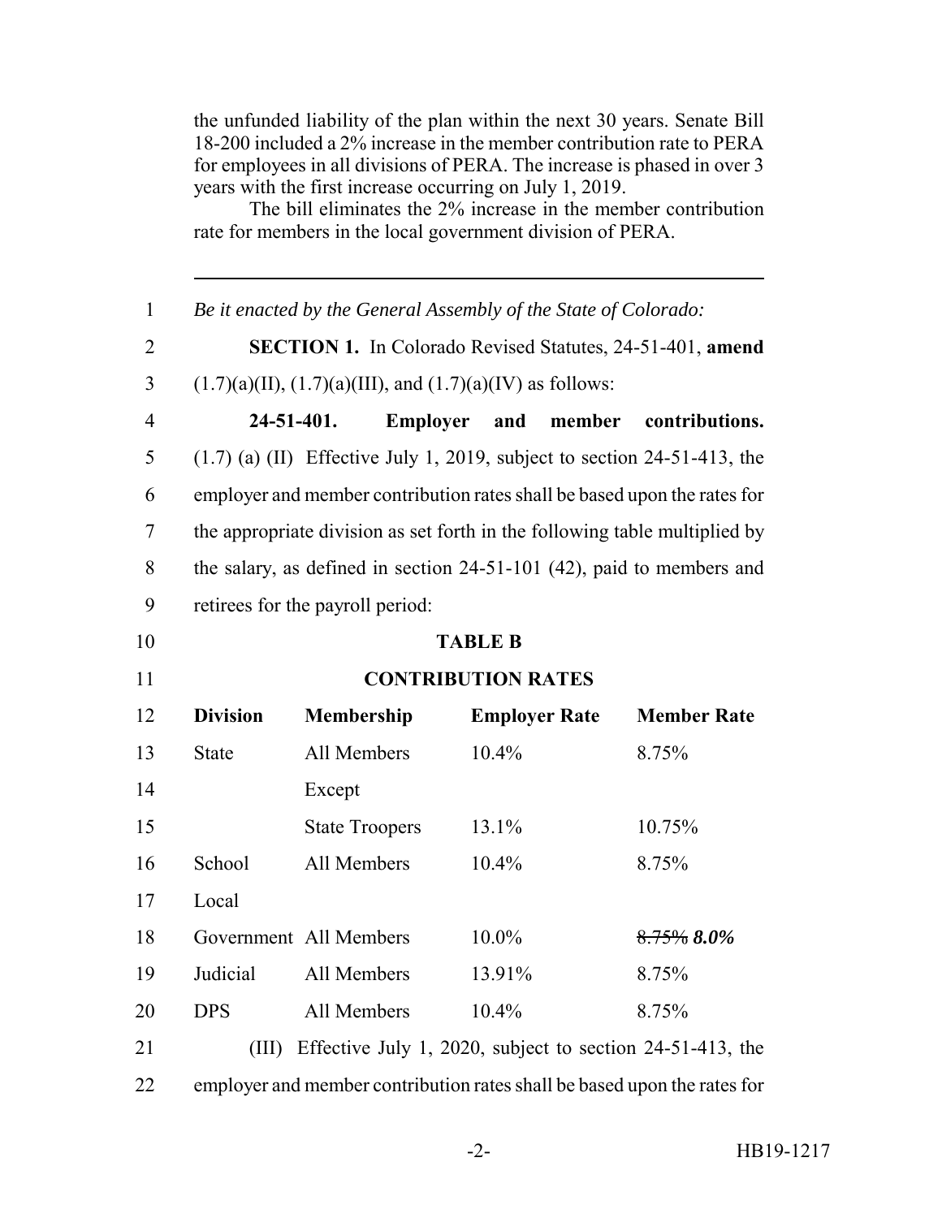the unfunded liability of the plan within the next 30 years. Senate Bill 18-200 included a 2% increase in the member contribution rate to PERA for employees in all divisions of PERA. The increase is phased in over 3 years with the first increase occurring on July 1, 2019.

The bill eliminates the 2% increase in the member contribution rate for members in the local government division of PERA.

---

*Be it enacted by the General Assembly of the State of Colorado:*

**SECTION 1.** In Colorado Revised Statutes, 24-51-401, **amend** (1.7)(a)(II), (1.7)(a)(III), and (1.7)(a)(IV) as follows:

**24-51-401. Employer and member contributions.** (1.7) (a) (II) Effective July 1, 2019, subject to section 24-51-413, the employer and member contribution rates shall be based upon the rates for the appropriate division as set forth in the following table multiplied by the salary, as defined in section 24-51-101 (42), paid to members and retirees for the payroll period:

**TABLE B**

**CONTRIBUTION RATES**

| Division | Membership | Employer Rate | Member Rate |
|---|---|---|---|
| State | All Members Except | 10.4% | 8.75% |
| | State Troopers | 13.1% | 10.75% |
| School | All Members | 10.4% | 8.75% |
| Local Government | All Members | 10.0% | ~~8.75%~~ ***8.0%*** |
| Judicial | All Members | 13.91% | 8.75% |
| DPS | All Members | 10.4% | 8.75% |

(III) Effective July 1, 2020, subject to section 24-51-413, the employer and member contribution rates shall be based upon the rates for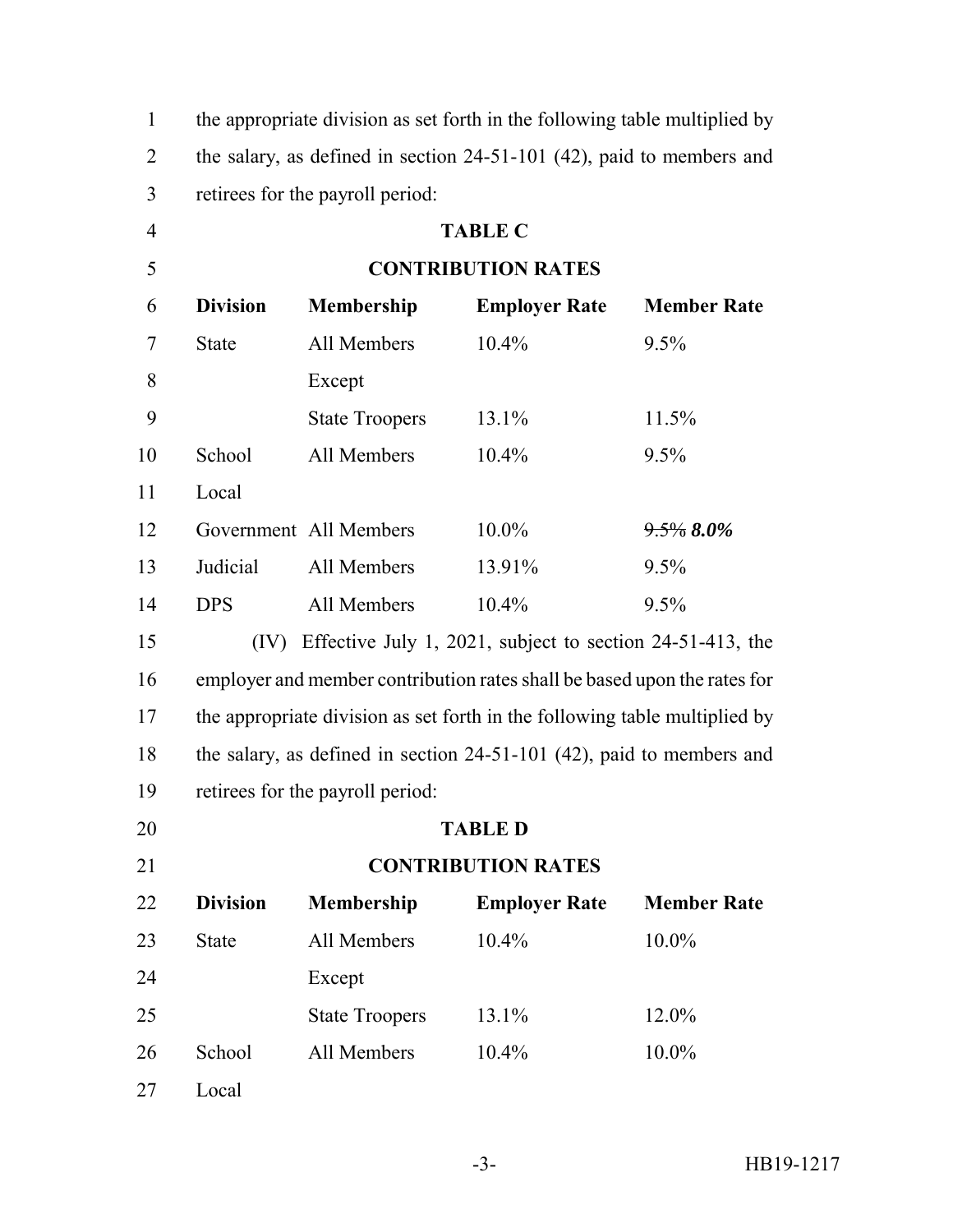the appropriate division as set forth in the following table multiplied by the salary, as defined in section 24-51-101 (42), paid to members and retirees for the payroll period:

**TABLE C**

**CONTRIBUTION RATES**

| **Division** | **Membership** | **Employer Rate** | **Member Rate** |
|---|---|---|---|
| State | All Members Except | 10.4% | 9.5% |
| | State Troopers | 13.1% | 11.5% |
| School | All Members | 10.4% | 9.5% |
| Local Government | All Members | 10.0% | ~~9.5%~~ ***8.0%*** |
| Judicial | All Members | 13.91% | 9.5% |
| DPS | All Members | 10.4% | 9.5% |

(IV) Effective July 1, 2021, subject to section 24-51-413, the employer and member contribution rates shall be based upon the rates for the appropriate division as set forth in the following table multiplied by the salary, as defined in section 24-51-101 (42), paid to members and retirees for the payroll period:

**TABLE D**

**CONTRIBUTION RATES**

| **Division** | **Membership** | **Employer Rate** | **Member Rate** |
|---|---|---|---|
| State | All Members Except | 10.4% | 10.0% |
| | State Troopers | 13.1% | 12.0% |
| School | All Members | 10.4% | 10.0% |
| Local | | | |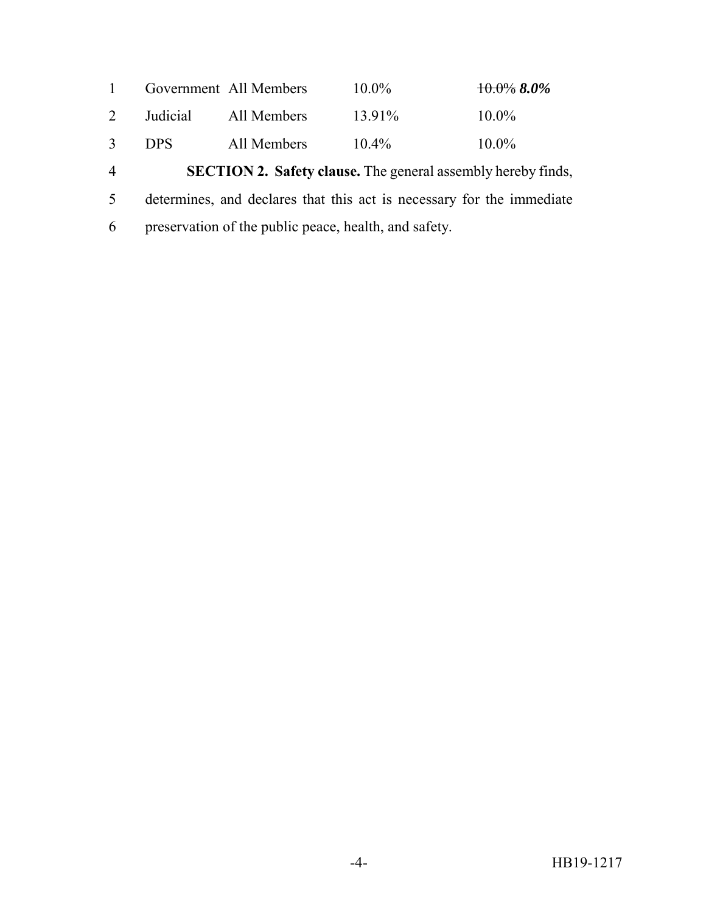| | | | |
|---|---|---|---|
| Government | All Members | 10.0% | ~~10.0%~~ ***8.0%*** |
| Judicial | All Members | 13.91% | 10.0% |
| DPS | All Members | 10.4% | 10.0% |

**SECTION 2. Safety clause.** The general assembly hereby finds, determines, and declares that this act is necessary for the immediate preservation of the public peace, health, and safety.